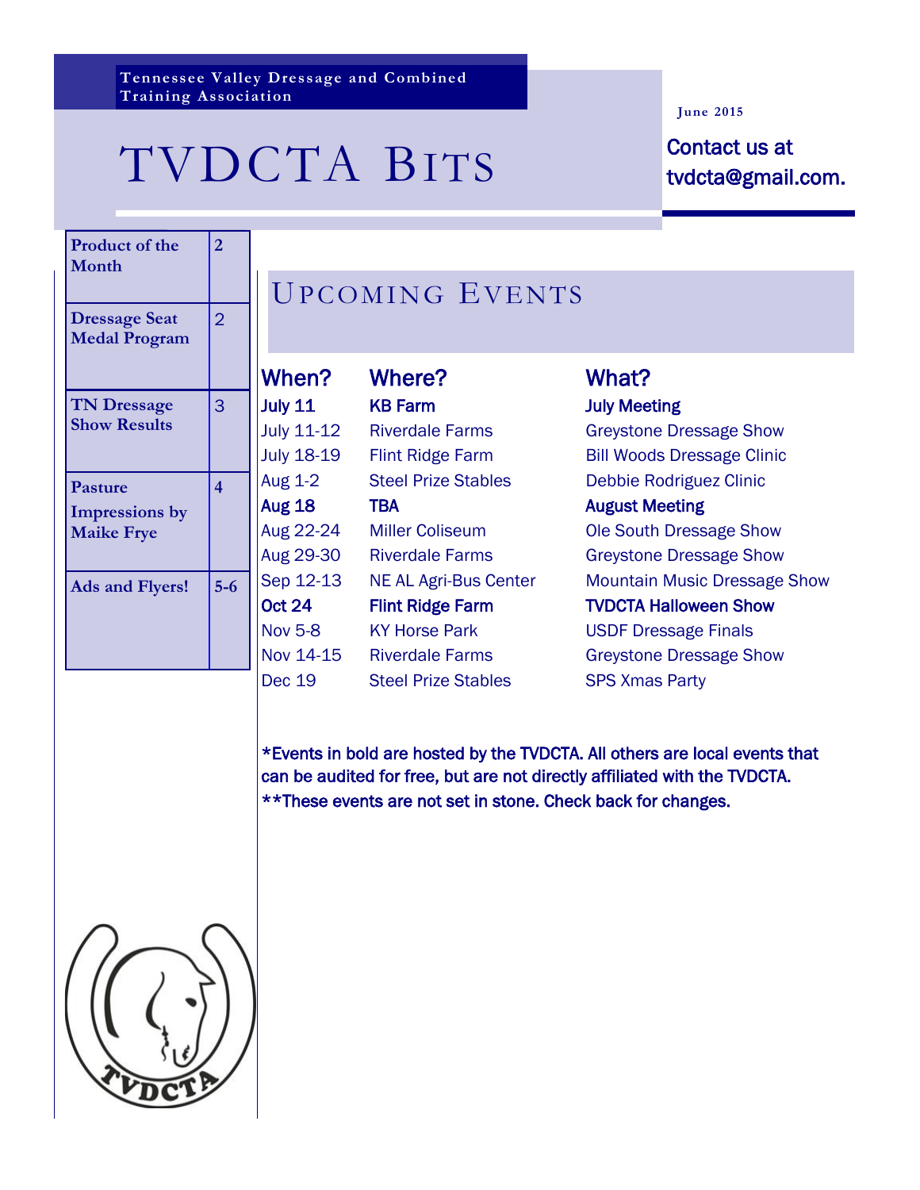Tennessee Valley Dressage and Combined Training Association

# TVDCTA Bits

June 2015

Contact us at tvdcta@gmail.com.

| | |
|---|---|
| Product of the Month | 2 |
| Dressage Seat Medal Program | 2 |
| TN Dressage Show Results | 3 |
| Pasture Impressions by Maike Frye | 4 |
| Ads and Flyers! | 5-6 |

## Upcoming Events

| When? | Where? | What? |
|---|---|---|
| **July 11** | **KB Farm** | **July Meeting** |
| July 11-12 | Riverdale Farms | Greystone Dressage Show |
| July 18-19 | Flint Ridge Farm | Bill Woods Dressage Clinic |
| Aug 1-2 | Steel Prize Stables | Debbie Rodriguez Clinic |
| **Aug 18** | **TBA** | **August Meeting** |
| Aug 22-24 | Miller Coliseum | Ole South Dressage Show |
| Aug 29-30 | Riverdale Farms | Greystone Dressage Show |
| Sep 12-13 | NE AL Agri-Bus Center | Mountain Music Dressage Show |
| **Oct 24** | **Flint Ridge Farm** | **TVDCTA Halloween Show** |
| Nov 5-8 | KY Horse Park | USDF Dressage Finals |
| Nov 14-15 | Riverdale Farms | Greystone Dressage Show |
| Dec 19 | Steel Prize Stables | SPS Xmas Party |

*Events in bold are hosted by the TVDCTA. All others are local events that can be audited for free, but are not directly affiliated with the TVDCTA.
**These events are not set in stone. Check back for changes.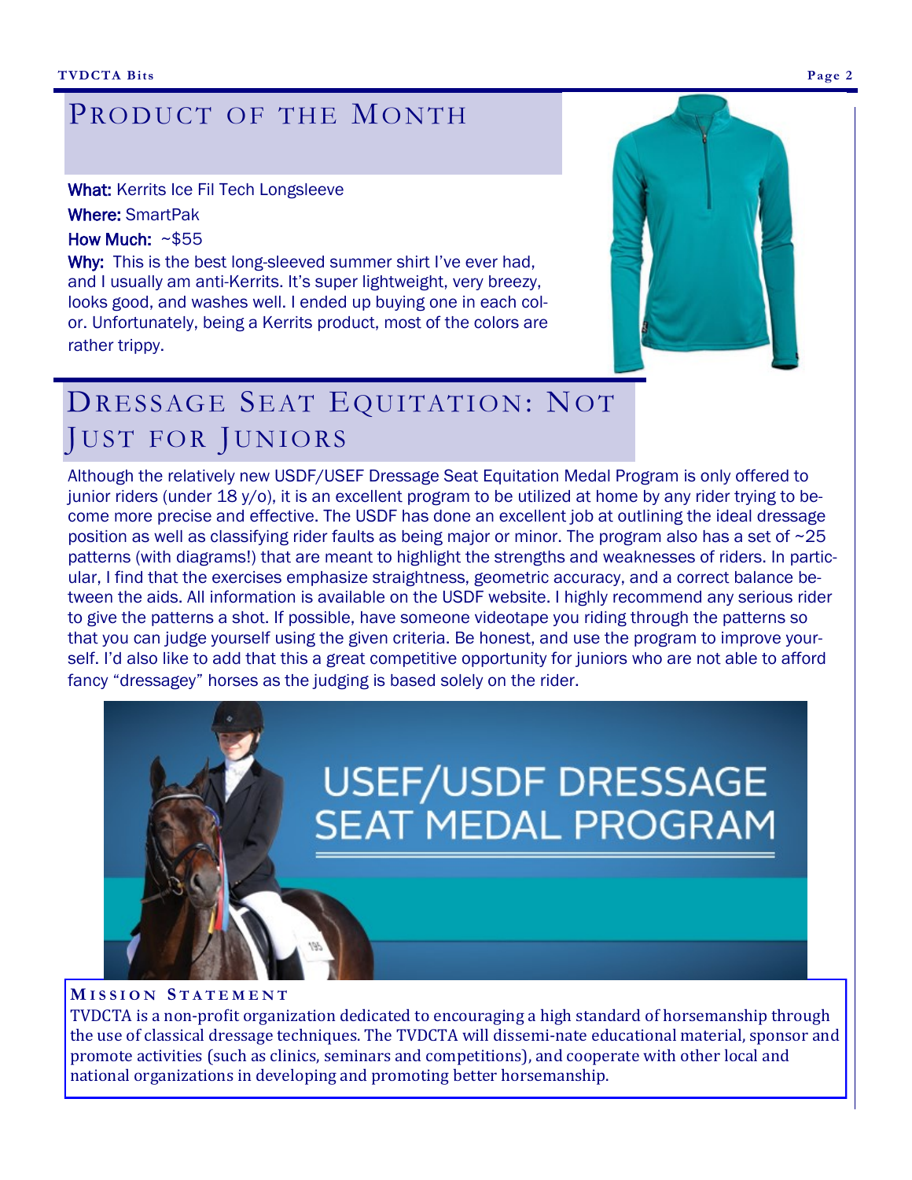## Product of the Month

**What:** Kerrits Ice Fil Tech Longsleeve

**Where:** SmartPak

**How Much:** ~$55

**Why:** This is the best long-sleeved summer shirt I've ever had, and I usually am anti-Kerrits. It's super lightweight, very breezy, looks good, and washes well. I ended up buying one in each color. Unfortunately, being a Kerrits product, most of the colors are rather trippy.

## Dressage Seat Equitation: Not Just for Juniors

Although the relatively new USDF/USEF Dressage Seat Equitation Medal Program is only offered to junior riders (under 18 y/o), it is an excellent program to be utilized at home by any rider trying to become more precise and effective. The USDF has done an excellent job at outlining the ideal dressage position as well as classifying rider faults as being major or minor. The program also has a set of ~25 patterns (with diagrams!) that are meant to highlight the strengths and weaknesses of riders. In particular, I find that the exercises emphasize straightness, geometric accuracy, and a correct balance between the aids. All information is available on the USDF website. I highly recommend any serious rider to give the patterns a shot. If possible, have someone videotape you riding through the patterns so that you can judge yourself using the given criteria. Be honest, and use the program to improve yourself. I'd also like to add that this a great competitive opportunity for juniors who are not able to afford fancy "dressagey" horses as the judging is based solely on the rider.

USEF/USDF DRESSAGE SEAT MEDAL PROGRAM

### Mission Statement

TVDCTA is a non-profit organization dedicated to encouraging a high standard of horsemanship through the use of classical dressage techniques. The TVDCTA will disseminate educational material, sponsor and promote activities (such as clinics, seminars and competitions), and cooperate with other local and national organizations in developing and promoting better horsemanship.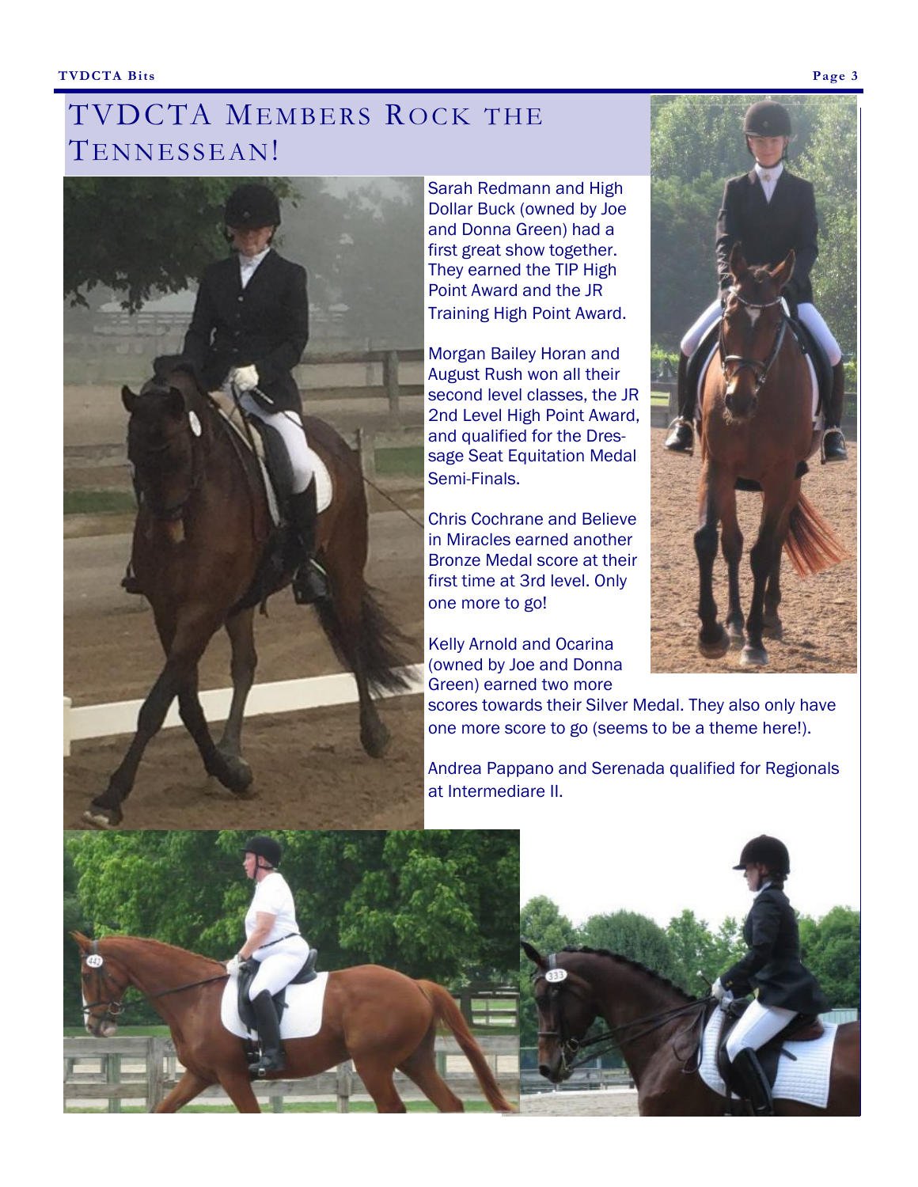# TVDCTA Members Rock the Tennessean!

Sarah Redmann and High Dollar Buck (owned by Joe and Donna Green) had a first great show together. They earned the TIP High Point Award and the JR Training High Point Award.

Morgan Bailey Horan and August Rush won all their second level classes, the JR 2nd Level High Point Award, and qualified for the Dressage Seat Equitation Medal Semi-Finals.

Chris Cochrane and Believe in Miracles earned another Bronze Medal score at their first time at 3rd level. Only one more to go!

Kelly Arnold and Ocarina (owned by Joe and Donna Green) earned two more scores towards their Silver Medal. They also only have one more score to go (seems to be a theme here!).

Andrea Pappano and Serenada qualified for Regionals at Intermediare II.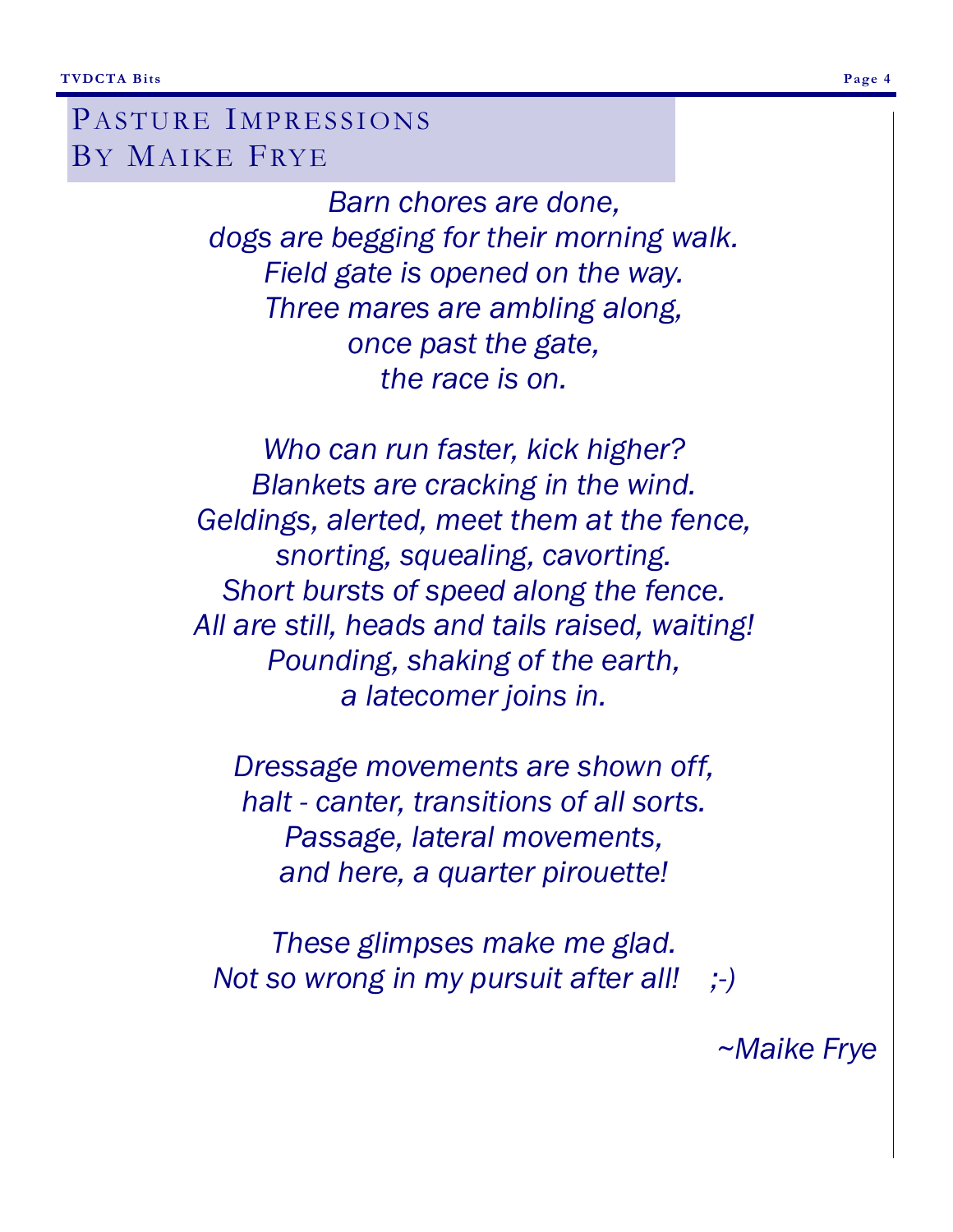# Pasture Impressions
## By Maike Frye

*Barn chores are done,*
*dogs are begging for their morning walk.*
*Field gate is opened on the way.*
*Three mares are ambling along,*
*once past the gate,*
*the race is on.*

*Who can run faster, kick higher?*
*Blankets are cracking in the wind.*
*Geldings, alerted, meet them at the fence,*
*snorting, squealing, cavorting.*
*Short bursts of speed along the fence.*
*All are still, heads and tails raised, waiting!*
*Pounding, shaking of the earth,*
*a latecomer joins in.*

*Dressage movements are shown off,*
*halt - canter, transitions of all sorts.*
*Passage, lateral movements,*
*and here, a quarter pirouette!*

*These glimpses make me glad.*
*Not so wrong in my pursuit after all! ;-)*

*~Maike Frye*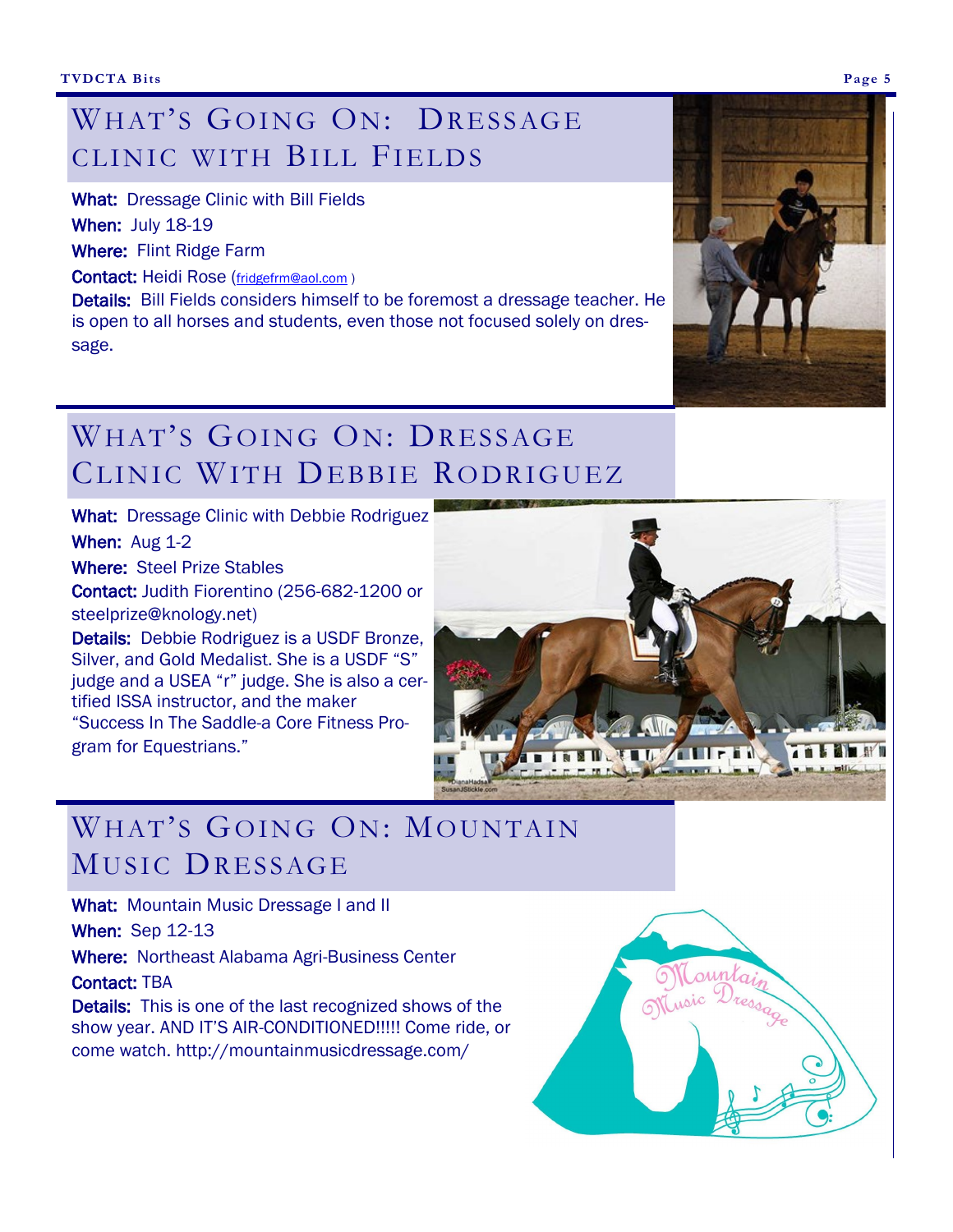## What's Going On: Dressage Clinic with Bill Fields

**What:** Dressage Clinic with Bill Fields

**When:** July 18-19

**Where:** Flint Ridge Farm

**Contact:** Heidi Rose (fridgefrm@aol.com )

**Details:** Bill Fields considers himself to be foremost a dressage teacher. He is open to all horses and students, even those not focused solely on dressage.

## What's Going On: Dressage Clinic With Debbie Rodriguez

**What:** Dressage Clinic with Debbie Rodriguez

**When:** Aug 1-2

**Where:** Steel Prize Stables

**Contact:** Judith Fiorentino (256-682-1200 or steelprize@knology.net)

**Details:** Debbie Rodriguez is a USDF Bronze, Silver, and Gold Medalist. She is a USDF "S" judge and a USEA "r" judge. She is also a certified ISSA instructor, and the maker "Success In The Saddle-a Core Fitness Program for Equestrians."

## What's Going On: Mountain Music Dressage

**What:** Mountain Music Dressage I and II

**When:** Sep 12-13

**Where:** Northeast Alabama Agri-Business Center

**Contact:** TBA

**Details:** This is one of the last recognized shows of the show year. AND IT'S AIR-CONDITIONED!!!!! Come ride, or come watch. http://mountainmusicdressage.com/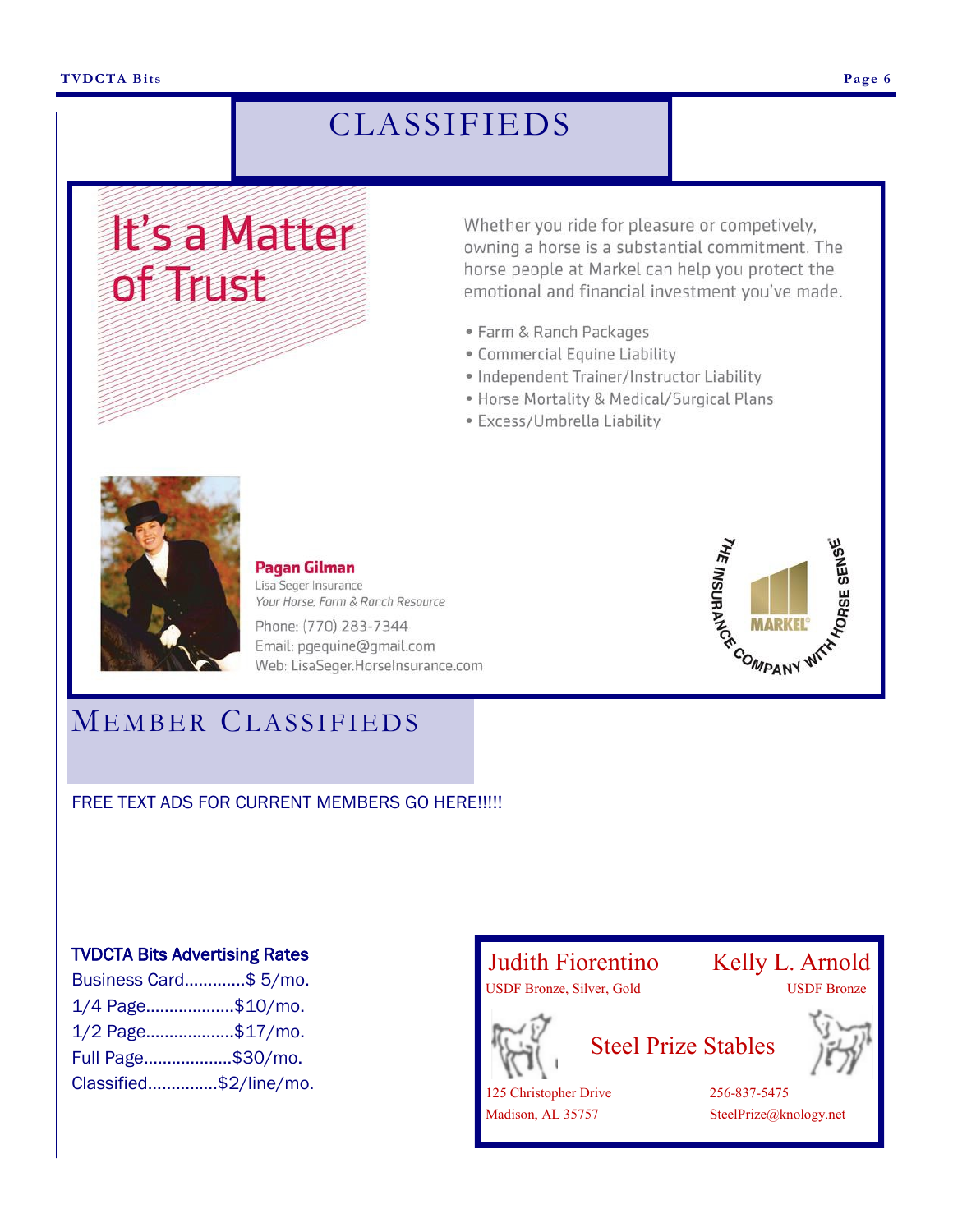# CLASSIFIEDS

## It's a Matter of Trust

Whether you ride for pleasure or competively, owning a horse is a substantial commitment. The horse people at Markel can help you protect the emotional and financial investment you've made.

- Farm & Ranch Packages
- Commercial Equine Liability
- Independent Trainer/Instructor Liability
- Horse Mortality & Medical/Surgical Plans
- Excess/Umbrella Liability

**Pagan Gilman**
Lisa Seger Insurance
*Your Horse, Farm & Ranch Resource*

Phone: (770) 283-7344
Email: pgequine@gmail.com
Web: LisaSeger.HorseInsurance.com

MARKEL® — THE INSURANCE COMPANY WITH HORSE SENSE®

## MEMBER CLASSIFIEDS

FREE TEXT ADS FOR CURRENT MEMBERS GO HERE!!!!!

**TVDCTA Bits Advertising Rates**

Business Card.............$ 5/mo.
1/4 Page...................$10/mo.
1/2 Page...................$17/mo.
Full Page...................$30/mo.
Classified...............$2/line/mo.

Judith Fiorentino
USDF Bronze, Silver, Gold

Kelly L. Arnold
USDF Bronze

Steel Prize Stables

125 Christopher Drive
Madison, AL 35757

256-837-5475
SteelPrize@knology.net